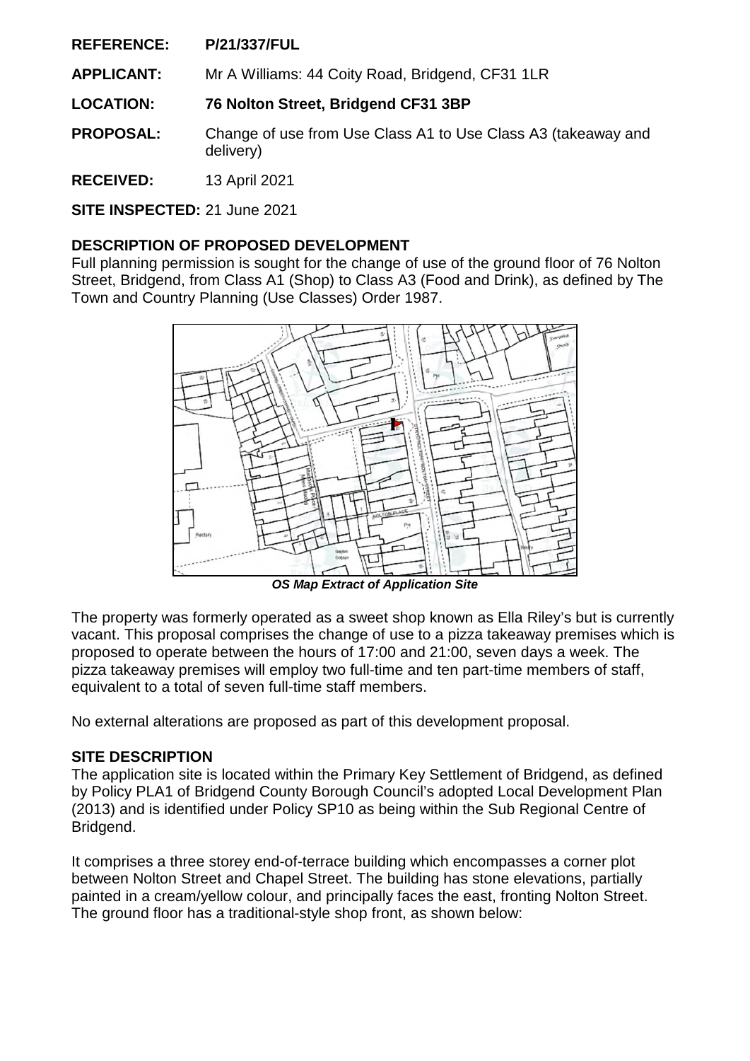**REFERENCE:** **P/21/337/FUL**

**APPLICANT:** Mr A Williams: 44 Coity Road, Bridgend, CF31 1LR

**LOCATION:** **76 Nolton Street, Bridgend CF31 3BP**

**PROPOSAL:** Change of use from Use Class A1 to Use Class A3 (takeaway and delivery)

**RECEIVED:** 13 April 2021

**SITE INSPECTED:** 21 June 2021

**DESCRIPTION OF PROPOSED DEVELOPMENT**

Full planning permission is sought for the change of use of the ground floor of 76 Nolton Street, Bridgend, from Class A1 (Shop) to Class A3 (Food and Drink), as defined by The Town and Country Planning (Use Classes) Order 1987.

***OS Map Extract of Application Site***

The property was formerly operated as a sweet shop known as Ella Riley's but is currently vacant. This proposal comprises the change of use to a pizza takeaway premises which is proposed to operate between the hours of 17:00 and 21:00, seven days a week. The pizza takeaway premises will employ two full-time and ten part-time members of staff, equivalent to a total of seven full-time staff members.

No external alterations are proposed as part of this development proposal.

**SITE DESCRIPTION**

The application site is located within the Primary Key Settlement of Bridgend, as defined by Policy PLA1 of Bridgend County Borough Council's adopted Local Development Plan (2013) and is identified under Policy SP10 as being within the Sub Regional Centre of Bridgend.

It comprises a three storey end-of-terrace building which encompasses a corner plot between Nolton Street and Chapel Street. The building has stone elevations, partially painted in a cream/yellow colour, and principally faces the east, fronting Nolton Street. The ground floor has a traditional-style shop front, as shown below: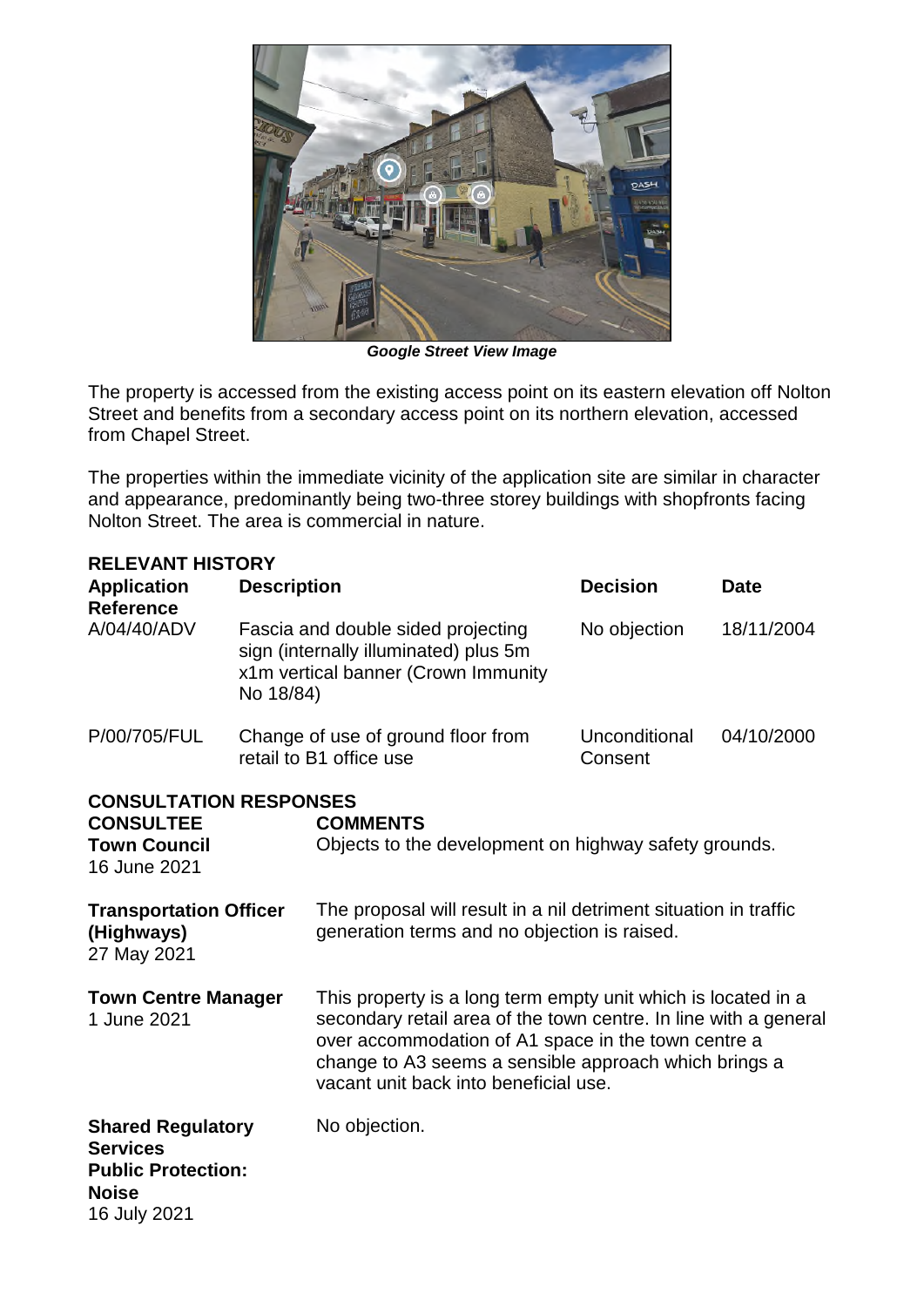*Google Street View Image*

The property is accessed from the existing access point on its eastern elevation off Nolton Street and benefits from a secondary access point on its northern elevation, accessed from Chapel Street.

The properties within the immediate vicinity of the application site are similar in character and appearance, predominantly being two-three storey buildings with shopfronts facing Nolton Street. The area is commercial in nature.

**RELEVANT HISTORY**

| Application Reference | Description | Decision | Date |
|---|---|---|---|
| A/04/40/ADV | Fascia and double sided projecting sign (internally illuminated) plus 5m x1m vertical banner (Crown Immunity No 18/84) | No objection | 18/11/2004 |
| P/00/705/FUL | Change of use of ground floor from retail to B1 office use | Unconditional Consent | 04/10/2000 |

**CONSULTATION RESPONSES**

| CONSULTEE | COMMENTS |
|---|---|
| **Town Council** 16 June 2021 | Objects to the development on highway safety grounds. |
| **Transportation Officer (Highways)** 27 May 2021 | The proposal will result in a nil detriment situation in traffic generation terms and no objection is raised. |
| **Town Centre Manager** 1 June 2021 | This property is a long term empty unit which is located in a secondary retail area of the town centre. In line with a general over accommodation of A1 space in the town centre a change to A3 seems a sensible approach which brings a vacant unit back into beneficial use. |
| **Shared Regulatory Services Public Protection: Noise** 16 July 2021 | No objection. |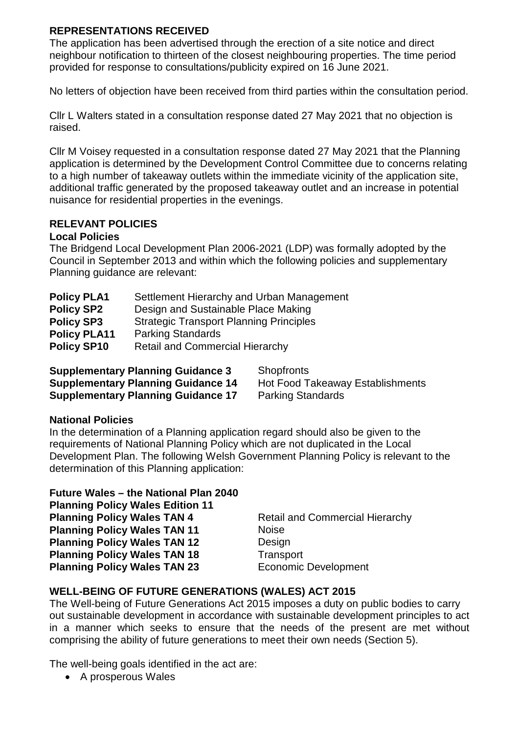## REPRESENTATIONS RECEIVED

The application has been advertised through the erection of a site notice and direct neighbour notification to thirteen of the closest neighbouring properties. The time period provided for response to consultations/publicity expired on 16 June 2021.

No letters of objection have been received from third parties within the consultation period.

Cllr L Walters stated in a consultation response dated 27 May 2021 that no objection is raised.

Cllr M Voisey requested in a consultation response dated 27 May 2021 that the Planning application is determined by the Development Control Committee due to concerns relating to a high number of takeaway outlets within the immediate vicinity of the application site, additional traffic generated by the proposed takeaway outlet and an increase in potential nuisance for residential properties in the evenings.

## RELEVANT POLICIES

### Local Policies

The Bridgend Local Development Plan 2006-2021 (LDP) was formally adopted by the Council in September 2013 and within which the following policies and supplementary Planning guidance are relevant:

| | |
|---|---|
| **Policy PLA1** | Settlement Hierarchy and Urban Management |
| **Policy SP2** | Design and Sustainable Place Making |
| **Policy SP3** | Strategic Transport Planning Principles |
| **Policy PLA11** | Parking Standards |
| **Policy SP10** | Retail and Commercial Hierarchy |

| | |
|---|---|
| **Supplementary Planning Guidance 3** | Shopfronts |
| **Supplementary Planning Guidance 14** | Hot Food Takeaway Establishments |
| **Supplementary Planning Guidance 17** | Parking Standards |

### National Policies

In the determination of a Planning application regard should also be given to the requirements of National Planning Policy which are not duplicated in the Local Development Plan. The following Welsh Government Planning Policy is relevant to the determination of this Planning application:

| | |
|---|---|
| **Future Wales – the National Plan 2040** | |
| **Planning Policy Wales Edition 11** | |
| **Planning Policy Wales TAN 4** | Retail and Commercial Hierarchy |
| **Planning Policy Wales TAN 11** | Noise |
| **Planning Policy Wales TAN 12** | Design |
| **Planning Policy Wales TAN 18** | Transport |
| **Planning Policy Wales TAN 23** | Economic Development |

## WELL-BEING OF FUTURE GENERATIONS (WALES) ACT 2015

The Well-being of Future Generations Act 2015 imposes a duty on public bodies to carry out sustainable development in accordance with sustainable development principles to act in a manner which seeks to ensure that the needs of the present are met without comprising the ability of future generations to meet their own needs (Section 5).

The well-being goals identified in the act are:

- A prosperous Wales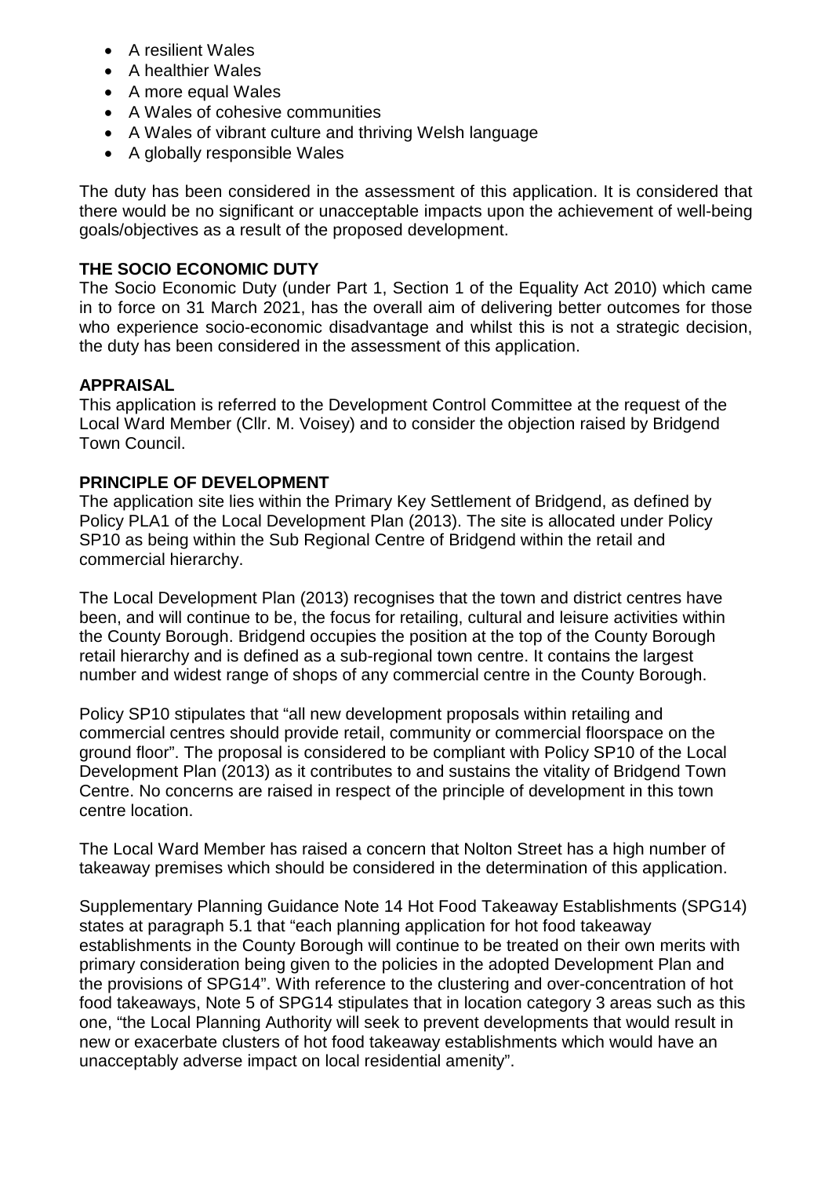- A resilient Wales
- A healthier Wales
- A more equal Wales
- A Wales of cohesive communities
- A Wales of vibrant culture and thriving Welsh language
- A globally responsible Wales

The duty has been considered in the assessment of this application. It is considered that there would be no significant or unacceptable impacts upon the achievement of well-being goals/objectives as a result of the proposed development.

**THE SOCIO ECONOMIC DUTY**

The Socio Economic Duty (under Part 1, Section 1 of the Equality Act 2010) which came in to force on 31 March 2021, has the overall aim of delivering better outcomes for those who experience socio-economic disadvantage and whilst this is not a strategic decision, the duty has been considered in the assessment of this application.

**APPRAISAL**

This application is referred to the Development Control Committee at the request of the Local Ward Member (Cllr. M. Voisey) and to consider the objection raised by Bridgend Town Council.

**PRINCIPLE OF DEVELOPMENT**

The application site lies within the Primary Key Settlement of Bridgend, as defined by Policy PLA1 of the Local Development Plan (2013). The site is allocated under Policy SP10 as being within the Sub Regional Centre of Bridgend within the retail and commercial hierarchy.

The Local Development Plan (2013) recognises that the town and district centres have been, and will continue to be, the focus for retailing, cultural and leisure activities within the County Borough. Bridgend occupies the position at the top of the County Borough retail hierarchy and is defined as a sub-regional town centre. It contains the largest number and widest range of shops of any commercial centre in the County Borough.

Policy SP10 stipulates that "all new development proposals within retailing and commercial centres should provide retail, community or commercial floorspace on the ground floor". The proposal is considered to be compliant with Policy SP10 of the Local Development Plan (2013) as it contributes to and sustains the vitality of Bridgend Town Centre. No concerns are raised in respect of the principle of development in this town centre location.

The Local Ward Member has raised a concern that Nolton Street has a high number of takeaway premises which should be considered in the determination of this application.

Supplementary Planning Guidance Note 14 Hot Food Takeaway Establishments (SPG14) states at paragraph 5.1 that "each planning application for hot food takeaway establishments in the County Borough will continue to be treated on their own merits with primary consideration being given to the policies in the adopted Development Plan and the provisions of SPG14". With reference to the clustering and over-concentration of hot food takeaways, Note 5 of SPG14 stipulates that in location category 3 areas such as this one, "the Local Planning Authority will seek to prevent developments that would result in new or exacerbate clusters of hot food takeaway establishments which would have an unacceptably adverse impact on local residential amenity".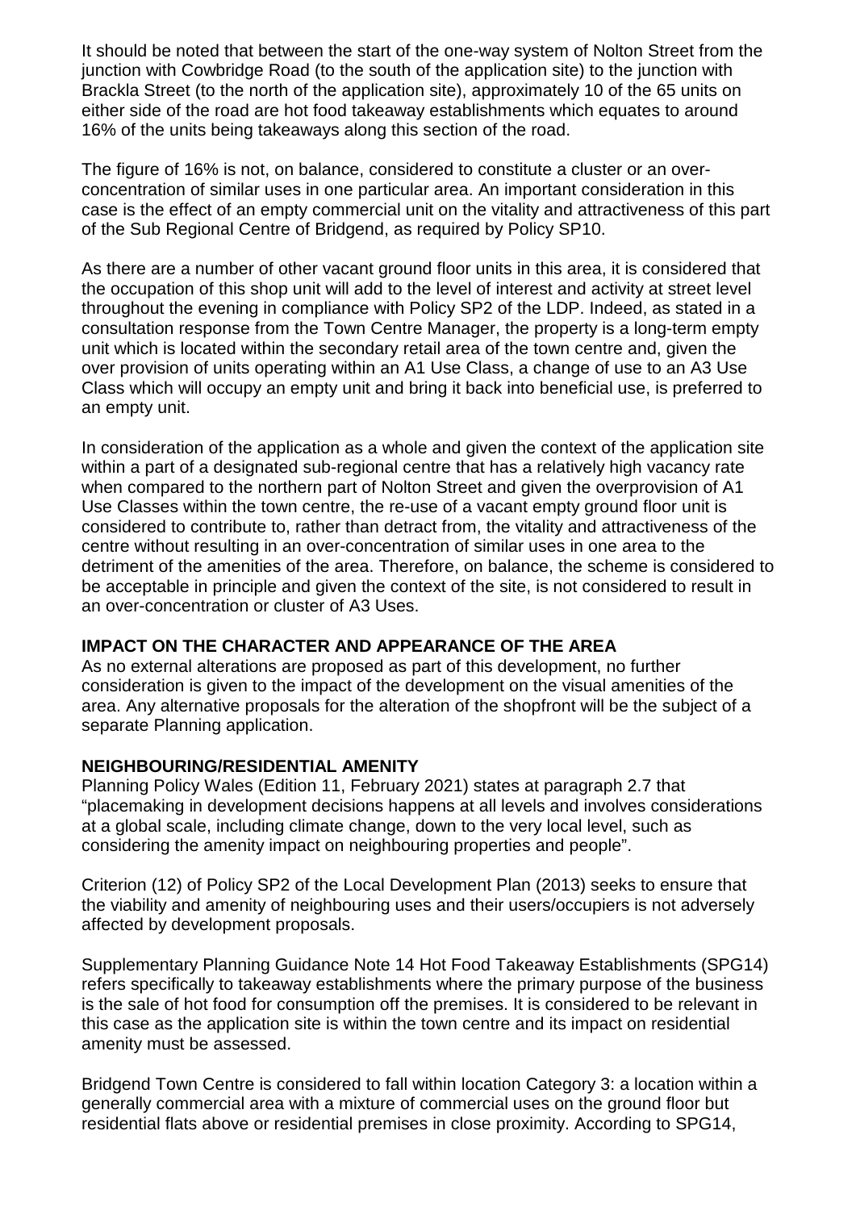It should be noted that between the start of the one-way system of Nolton Street from the junction with Cowbridge Road (to the south of the application site) to the junction with Brackla Street (to the north of the application site), approximately 10 of the 65 units on either side of the road are hot food takeaway establishments which equates to around 16% of the units being takeaways along this section of the road.

The figure of 16% is not, on balance, considered to constitute a cluster or an over-concentration of similar uses in one particular area. An important consideration in this case is the effect of an empty commercial unit on the vitality and attractiveness of this part of the Sub Regional Centre of Bridgend, as required by Policy SP10.

As there are a number of other vacant ground floor units in this area, it is considered that the occupation of this shop unit will add to the level of interest and activity at street level throughout the evening in compliance with Policy SP2 of the LDP. Indeed, as stated in a consultation response from the Town Centre Manager, the property is a long-term empty unit which is located within the secondary retail area of the town centre and, given the over provision of units operating within an A1 Use Class, a change of use to an A3 Use Class which will occupy an empty unit and bring it back into beneficial use, is preferred to an empty unit.

In consideration of the application as a whole and given the context of the application site within a part of a designated sub-regional centre that has a relatively high vacancy rate when compared to the northern part of Nolton Street and given the overprovision of A1 Use Classes within the town centre, the re-use of a vacant empty ground floor unit is considered to contribute to, rather than detract from, the vitality and attractiveness of the centre without resulting in an over-concentration of similar uses in one area to the detriment of the amenities of the area. Therefore, on balance, the scheme is considered to be acceptable in principle and given the context of the site, is not considered to result in an over-concentration or cluster of A3 Uses.

**IMPACT ON THE CHARACTER AND APPEARANCE OF THE AREA**

As no external alterations are proposed as part of this development, no further consideration is given to the impact of the development on the visual amenities of the area. Any alternative proposals for the alteration of the shopfront will be the subject of a separate Planning application.

**NEIGHBOURING/RESIDENTIAL AMENITY**

Planning Policy Wales (Edition 11, February 2021) states at paragraph 2.7 that "placemaking in development decisions happens at all levels and involves considerations at a global scale, including climate change, down to the very local level, such as considering the amenity impact on neighbouring properties and people".

Criterion (12) of Policy SP2 of the Local Development Plan (2013) seeks to ensure that the viability and amenity of neighbouring uses and their users/occupiers is not adversely affected by development proposals.

Supplementary Planning Guidance Note 14 Hot Food Takeaway Establishments (SPG14) refers specifically to takeaway establishments where the primary purpose of the business is the sale of hot food for consumption off the premises. It is considered to be relevant in this case as the application site is within the town centre and its impact on residential amenity must be assessed.

Bridgend Town Centre is considered to fall within location Category 3: a location within a generally commercial area with a mixture of commercial uses on the ground floor but residential flats above or residential premises in close proximity. According to SPG14,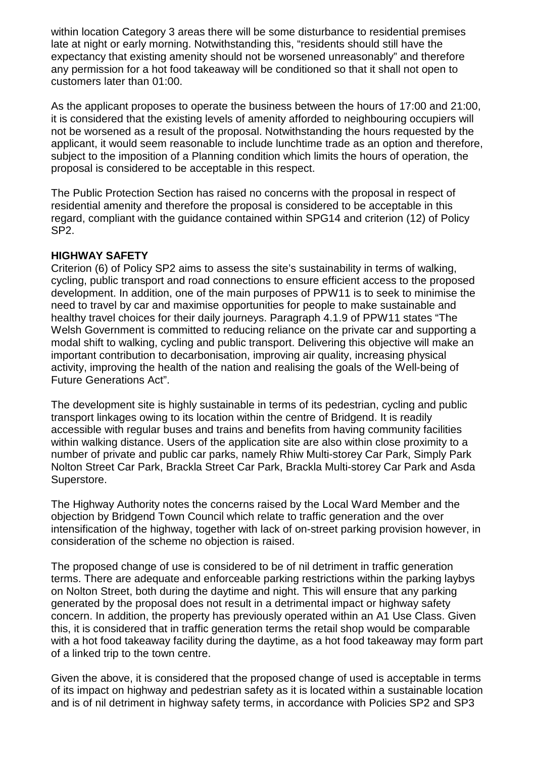within location Category 3 areas there will be some disturbance to residential premises late at night or early morning. Notwithstanding this, "residents should still have the expectancy that existing amenity should not be worsened unreasonably" and therefore any permission for a hot food takeaway will be conditioned so that it shall not open to customers later than 01:00.

As the applicant proposes to operate the business between the hours of 17:00 and 21:00, it is considered that the existing levels of amenity afforded to neighbouring occupiers will not be worsened as a result of the proposal. Notwithstanding the hours requested by the applicant, it would seem reasonable to include lunchtime trade as an option and therefore, subject to the imposition of a Planning condition which limits the hours of operation, the proposal is considered to be acceptable in this respect.

The Public Protection Section has raised no concerns with the proposal in respect of residential amenity and therefore the proposal is considered to be acceptable in this regard, compliant with the guidance contained within SPG14 and criterion (12) of Policy SP2.

**HIGHWAY SAFETY**

Criterion (6) of Policy SP2 aims to assess the site's sustainability in terms of walking, cycling, public transport and road connections to ensure efficient access to the proposed development. In addition, one of the main purposes of PPW11 is to seek to minimise the need to travel by car and maximise opportunities for people to make sustainable and healthy travel choices for their daily journeys. Paragraph 4.1.9 of PPW11 states "The Welsh Government is committed to reducing reliance on the private car and supporting a modal shift to walking, cycling and public transport. Delivering this objective will make an important contribution to decarbonisation, improving air quality, increasing physical activity, improving the health of the nation and realising the goals of the Well-being of Future Generations Act".

The development site is highly sustainable in terms of its pedestrian, cycling and public transport linkages owing to its location within the centre of Bridgend. It is readily accessible with regular buses and trains and benefits from having community facilities within walking distance. Users of the application site are also within close proximity to a number of private and public car parks, namely Rhiw Multi-storey Car Park, Simply Park Nolton Street Car Park, Brackla Street Car Park, Brackla Multi-storey Car Park and Asda Superstore.

The Highway Authority notes the concerns raised by the Local Ward Member and the objection by Bridgend Town Council which relate to traffic generation and the over intensification of the highway, together with lack of on-street parking provision however, in consideration of the scheme no objection is raised.

The proposed change of use is considered to be of nil detriment in traffic generation terms. There are adequate and enforceable parking restrictions within the parking laybys on Nolton Street, both during the daytime and night. This will ensure that any parking generated by the proposal does not result in a detrimental impact or highway safety concern. In addition, the property has previously operated within an A1 Use Class. Given this, it is considered that in traffic generation terms the retail shop would be comparable with a hot food takeaway facility during the daytime, as a hot food takeaway may form part of a linked trip to the town centre.

Given the above, it is considered that the proposed change of used is acceptable in terms of its impact on highway and pedestrian safety as it is located within a sustainable location and is of nil detriment in highway safety terms, in accordance with Policies SP2 and SP3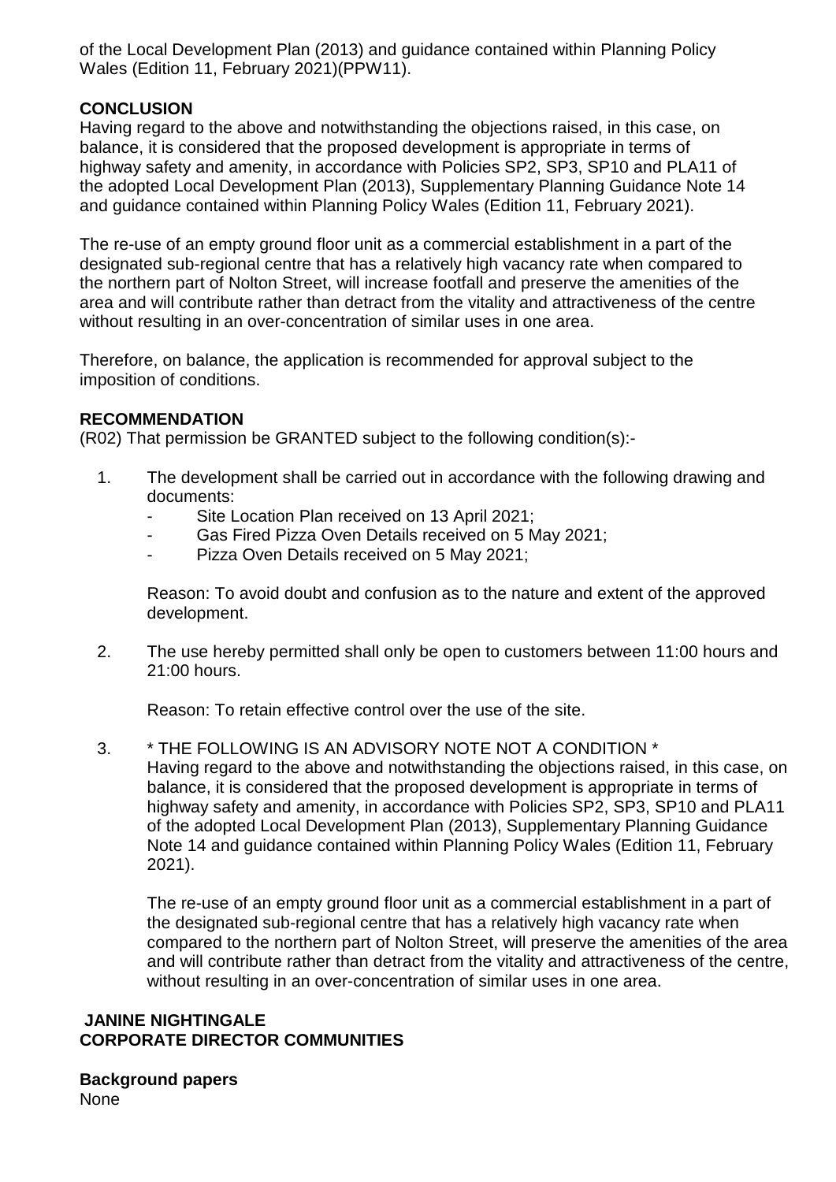of the Local Development Plan (2013) and guidance contained within Planning Policy Wales (Edition 11, February 2021)(PPW11).

**CONCLUSION**

Having regard to the above and notwithstanding the objections raised, in this case, on balance, it is considered that the proposed development is appropriate in terms of highway safety and amenity, in accordance with Policies SP2, SP3, SP10 and PLA11 of the adopted Local Development Plan (2013), Supplementary Planning Guidance Note 14 and guidance contained within Planning Policy Wales (Edition 11, February 2021).

The re-use of an empty ground floor unit as a commercial establishment in a part of the designated sub-regional centre that has a relatively high vacancy rate when compared to the northern part of Nolton Street, will increase footfall and preserve the amenities of the area and will contribute rather than detract from the vitality and attractiveness of the centre without resulting in an over-concentration of similar uses in one area.

Therefore, on balance, the application is recommended for approval subject to the imposition of conditions.

**RECOMMENDATION**

(R02) That permission be GRANTED subject to the following condition(s):-

1. The development shall be carried out in accordance with the following drawing and documents:
   - Site Location Plan received on 13 April 2021;
   - Gas Fired Pizza Oven Details received on 5 May 2021;
   - Pizza Oven Details received on 5 May 2021;

   Reason: To avoid doubt and confusion as to the nature and extent of the approved development.

2. The use hereby permitted shall only be open to customers between 11:00 hours and 21:00 hours.

   Reason: To retain effective control over the use of the site.

3. * THE FOLLOWING IS AN ADVISORY NOTE NOT A CONDITION *
   Having regard to the above and notwithstanding the objections raised, in this case, on balance, it is considered that the proposed development is appropriate in terms of highway safety and amenity, in accordance with Policies SP2, SP3, SP10 and PLA11 of the adopted Local Development Plan (2013), Supplementary Planning Guidance Note 14 and guidance contained within Planning Policy Wales (Edition 11, February 2021).

   The re-use of an empty ground floor unit as a commercial establishment in a part of the designated sub-regional centre that has a relatively high vacancy rate when compared to the northern part of Nolton Street, will preserve the amenities of the area and will contribute rather than detract from the vitality and attractiveness of the centre, without resulting in an over-concentration of similar uses in one area.

**JANINE NIGHTINGALE**
**CORPORATE DIRECTOR COMMUNITIES**

**Background papers**

None